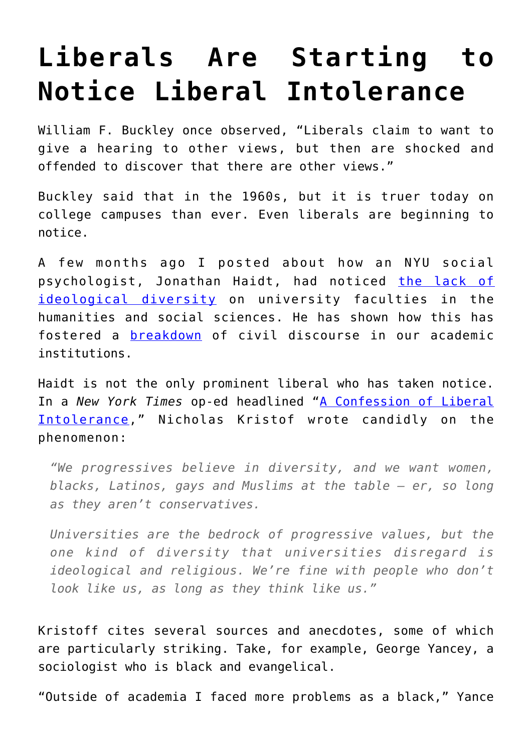# Liberals Are Starting to Notice Liberal Intolerance

William F. Buckley once observed, "Liberals claim to want to give a hearing to other views, but then are shocked and offended to discover that there are other views."

Buckley said that in the 1960s, but it is truer today on college campuses than ever. Even liberals are beginning to notice.

A few months ago I posted about how an NYU social psychologist, Jonathan Haidt, had noticed [the lack of ideological diversity] on university faculties in the humanities and social sciences. He has shown how this has fostered a [breakdown] of civil discourse in our academic institutions.

Haidt is not the only prominent liberal who has taken notice. In a *New York Times* op-ed headlined "[A Confession of Liberal Intolerance]," Nicholas Kristof wrote candidly on the phenomenon:

> *"We progressives believe in diversity, and we want women, blacks, Latinos, gays and Muslims at the table — er, so long as they aren't conservatives.*
>
> *Universities are the bedrock of progressive values, but the one kind of diversity that universities disregard is ideological and religious. We're fine with people who don't look like us, as long as they think like us."*

Kristoff cites several sources and anecdotes, some of which are particularly striking. Take, for example, George Yancey, a sociologist who is black and evangelical.

"Outside of academia I faced more problems as a black," Yance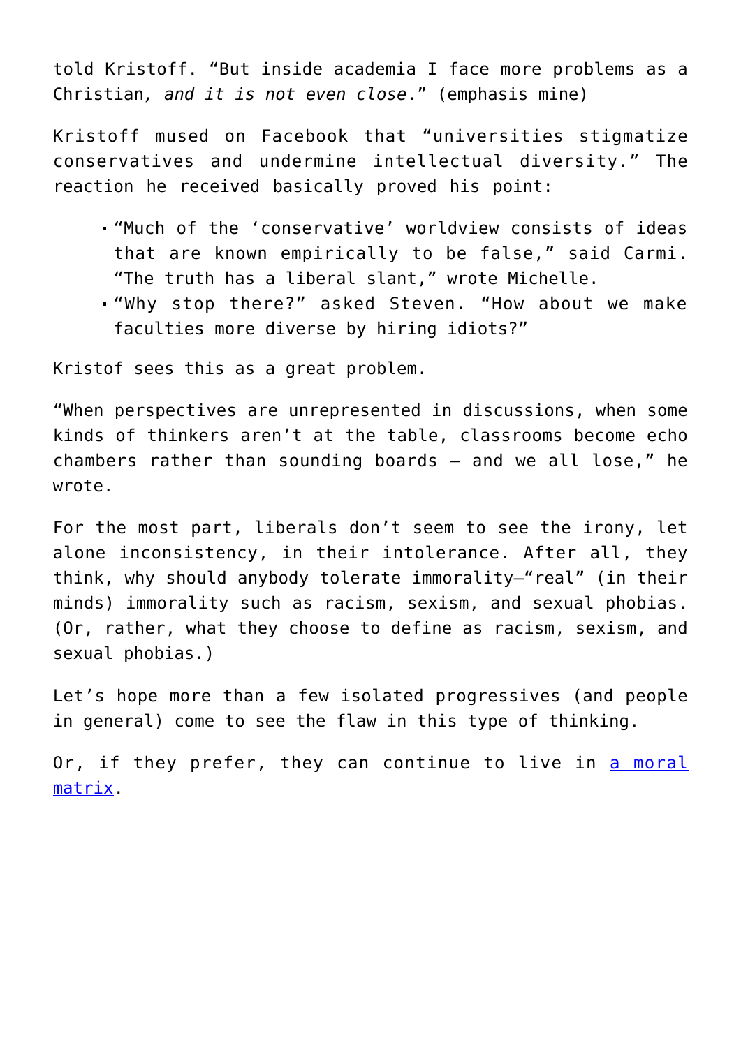told Kristoff. “But inside academia I face more problems as a Christian, *and it is not even close*.” (emphasis mine)

Kristoff mused on Facebook that “universities stigmatize conservatives and undermine intellectual diversity.” The reaction he received basically proved his point:

- “Much of the ‘conservative’ worldview consists of ideas that are known empirically to be false,” said Carmi. “The truth has a liberal slant,” wrote Michelle.
- “Why stop there?” asked Steven. “How about we make faculties more diverse by hiring idiots?”

Kristof sees this as a great problem.

“When perspectives are unrepresented in discussions, when some kinds of thinkers aren’t at the table, classrooms become echo chambers rather than sounding boards — and we all lose,” he wrote.

For the most part, liberals don’t seem to see the irony, let alone inconsistency, in their intolerance. After all, they think, why should anybody tolerate immorality—“real” (in their minds) immorality such as racism, sexism, and sexual phobias. (Or, rather, what they choose to define as racism, sexism, and sexual phobias.)

Let’s hope more than a few isolated progressives (and people in general) come to see the flaw in this type of thinking.

Or, if they prefer, they can continue to live in a moral matrix.